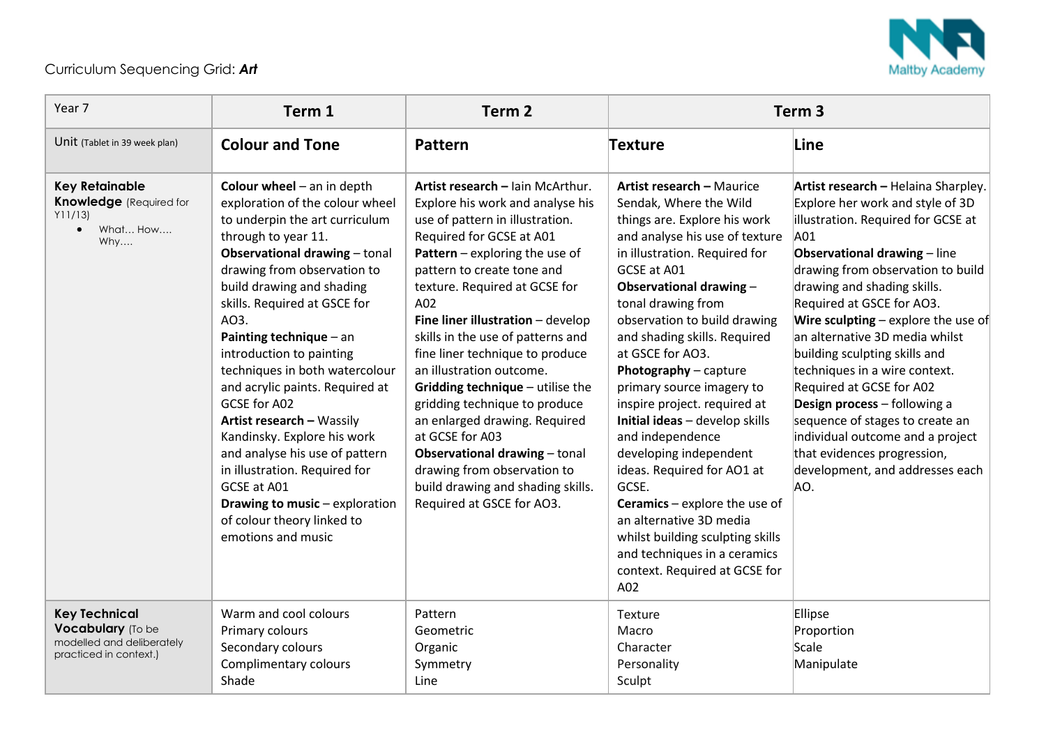Curriculum Sequencing Grid: ***Art***

| Year 7 | Term 1 | Term 2 | Term 3 | |
|---|---|---|---|---|
| Unit (Tablet in 39 week plan) | **Colour and Tone** | **Pattern** | **Texture** | **Line** |
| **Key Retainable Knowledge** (Required for Y11/13)<br>• What… How…. Why…. | **Colour wheel** – an in depth exploration of the colour wheel to underpin the art curriculum through to year 11.<br>**Observational drawing** – tonal drawing from observation to build drawing and shading skills. Required at GSCE for AO3.<br>**Painting technique** – an introduction to painting techniques in both watercolour and acrylic paints. Required at GSCE for A02<br>**Artist research –** Wassily Kandinsky. Explore his work and analyse his use of pattern in illustration. Required for GCSE at A01<br>**Drawing to music** – exploration of colour theory linked to emotions and music | **Artist research –** Iain McArthur. Explore his work and analyse his use of pattern in illustration. Required for GCSE at A01<br>**Pattern** – exploring the use of pattern to create tone and texture. Required at GCSE for A02<br>**Fine liner illustration** – develop skills in the use of patterns and fine liner technique to produce an illustration outcome.<br>**Gridding technique** – utilise the gridding technique to produce an enlarged drawing. Required at GCSE for A03<br>**Observational drawing** – tonal drawing from observation to build drawing and shading skills. Required at GSCE for AO3. | **Artist research –** Maurice Sendak, Where the Wild things are. Explore his work and analyse his use of texture in illustration. Required for GCSE at A01<br>**Observational drawing** – tonal drawing from observation to build drawing and shading skills. Required at GSCE for AO3.<br>**Photography** – capture primary source imagery to inspire project. required at<br>**Initial ideas** – develop skills and independence developing independent ideas. Required for AO1 at GCSE.<br>**Ceramics** – explore the use of an alternative 3D media whilst building sculpting skills and techniques in a ceramics context. Required at GCSE for A02 | **Artist research –** Helaina Sharpley. Explore her work and style of 3D illustration. Required for GCSE at A01<br>**Observational drawing** – line drawing from observation to build drawing and shading skills. Required at GSCE for AO3.<br>**Wire sculpting** – explore the use of an alternative 3D media whilst building sculpting skills and techniques in a wire context. Required at GCSE for A02<br>**Design process** – following a sequence of stages to create an individual outcome and a project that evidences progression, development, and addresses each AO. |
| **Key Technical Vocabulary** (To be modelled and deliberately practiced in context.) | Warm and cool colours<br>Primary colours<br>Secondary colours<br>Complimentary colours<br>Shade | Pattern<br>Geometric<br>Organic<br>Symmetry<br>Line | Texture<br>Macro<br>Character<br>Personality<br>Sculpt | Ellipse<br>Proportion<br>Scale<br>Manipulate |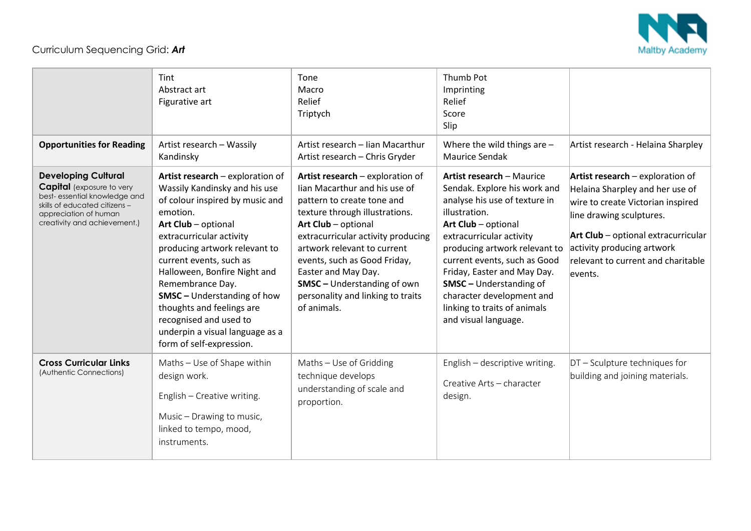Curriculum Sequencing Grid: ***Art***

| | | | | |
|---|---|---|---|---|
| | Tint<br>Abstract art<br>Figurative art | Tone<br>Macro<br>Relief<br>Triptych | Thumb Pot<br>Imprinting<br>Relief<br>Score<br>Slip | |
| **Opportunities for Reading** | Artist research – Wassily Kandinsky | Artist research – Iian Macarthur<br>Artist research – Chris Gryder | Where the wild things are – Maurice Sendak | Artist research - Helaina Sharpley |
| **Developing Cultural Capital** (exposure to very best- essential knowledge and skills of educated citizens – appreciation of human creativity and achievement.) | **Artist research** – exploration of Wassily Kandinsky and his use of colour inspired by music and emotion.<br>**Art Club** – optional extracurricular activity producing artwork relevant to current events, such as Halloween, Bonfire Night and Remembrance Day.<br>**SMSC –** Understanding of how thoughts and feelings are recognised and used to underpin a visual language as a form of self-expression. | **Artist research** – exploration of Iian Macarthur and his use of pattern to create tone and texture through illustrations.<br>**Art Club** – optional extracurricular activity producing artwork relevant to current events, such as Good Friday, Easter and May Day.<br>**SMSC –** Understanding of own personality and linking to traits of animals. | **Artist research** – Maurice Sendak. Explore his work and analyse his use of texture in illustration.<br>**Art Club** – optional extracurricular activity producing artwork relevant to current events, such as Good Friday, Easter and May Day.<br>**SMSC –** Understanding of character development and linking to traits of animals and visual language. | **Artist research** – exploration of Helaina Sharpley and her use of wire to create Victorian inspired line drawing sculptures.<br><br>**Art Club** – optional extracurricular activity producing artwork relevant to current and charitable events. |
| **Cross Curricular Links** (Authentic Connections) | Maths – Use of Shape within design work.<br><br>English – Creative writing.<br><br>Music – Drawing to music, linked to tempo, mood, instruments. | Maths – Use of Gridding technique develops understanding of scale and proportion. | English – descriptive writing.<br><br>Creative Arts – character design. | DT – Sculpture techniques for building and joining materials. |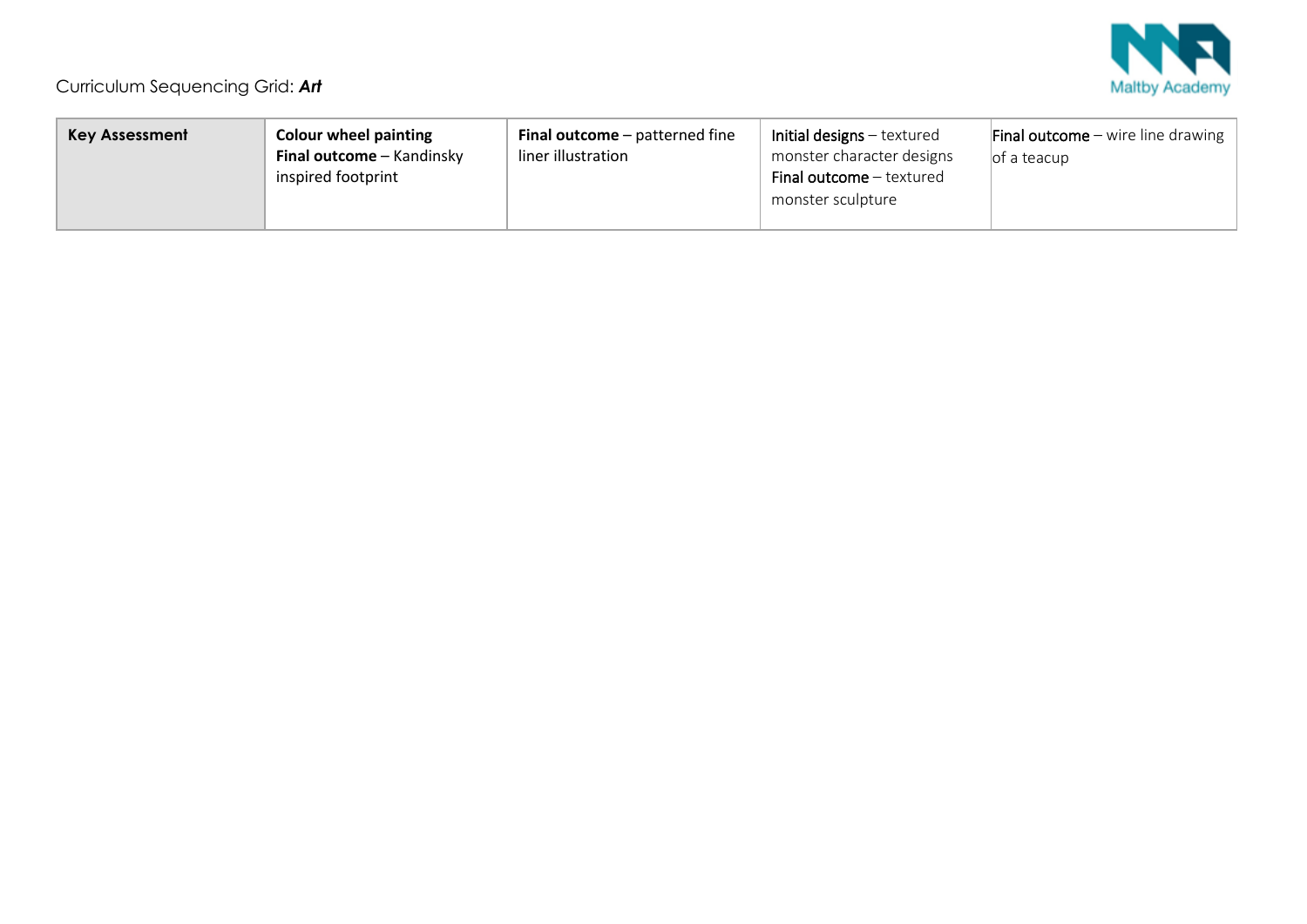Curriculum Sequencing Grid: ***Art***

| | | | | |
|---|---|---|---|---|
| **Key Assessment** | **Colour wheel painting**<br>**Final outcome** – Kandinsky inspired footprint | **Final outcome** – patterned fine liner illustration | **Initial designs** – textured monster character designs<br>**Final outcome** – textured monster sculpture | **Final outcome** – wire line drawing of a teacup |